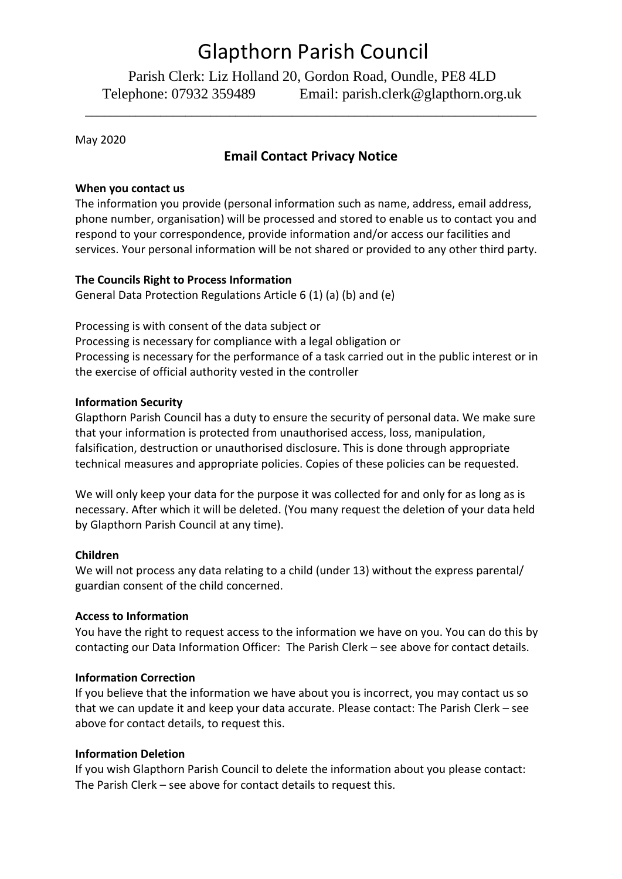# Glapthorn Parish Council

Parish Clerk: Liz Holland 20, Gordon Road, Oundle, PE8 4LD
Telephone: 07932 359489 Email: parish.clerk@glapthorn.org.uk

---

May 2020

## Email Contact Privacy Notice

**When you contact us**

The information you provide (personal information such as name, address, email address, phone number, organisation) will be processed and stored to enable us to contact you and respond to your correspondence, provide information and/or access our facilities and services. Your personal information will be not shared or provided to any other third party.

**The Councils Right to Process Information**

General Data Protection Regulations Article 6 (1) (a) (b) and (e)

Processing is with consent of the data subject or
Processing is necessary for compliance with a legal obligation or
Processing is necessary for the performance of a task carried out in the public interest or in the exercise of official authority vested in the controller

**Information Security**

Glapthorn Parish Council has a duty to ensure the security of personal data. We make sure that your information is protected from unauthorised access, loss, manipulation, falsification, destruction or unauthorised disclosure. This is done through appropriate technical measures and appropriate policies. Copies of these policies can be requested.

We will only keep your data for the purpose it was collected for and only for as long as is necessary. After which it will be deleted. (You many request the deletion of your data held by Glapthorn Parish Council at any time).

**Children**

We will not process any data relating to a child (under 13) without the express parental/ guardian consent of the child concerned.

**Access to Information**

You have the right to request access to the information we have on you. You can do this by contacting our Data Information Officer: The Parish Clerk – see above for contact details.

**Information Correction**

If you believe that the information we have about you is incorrect, you may contact us so that we can update it and keep your data accurate. Please contact: The Parish Clerk – see above for contact details, to request this.

**Information Deletion**

If you wish Glapthorn Parish Council to delete the information about you please contact: The Parish Clerk – see above for contact details to request this.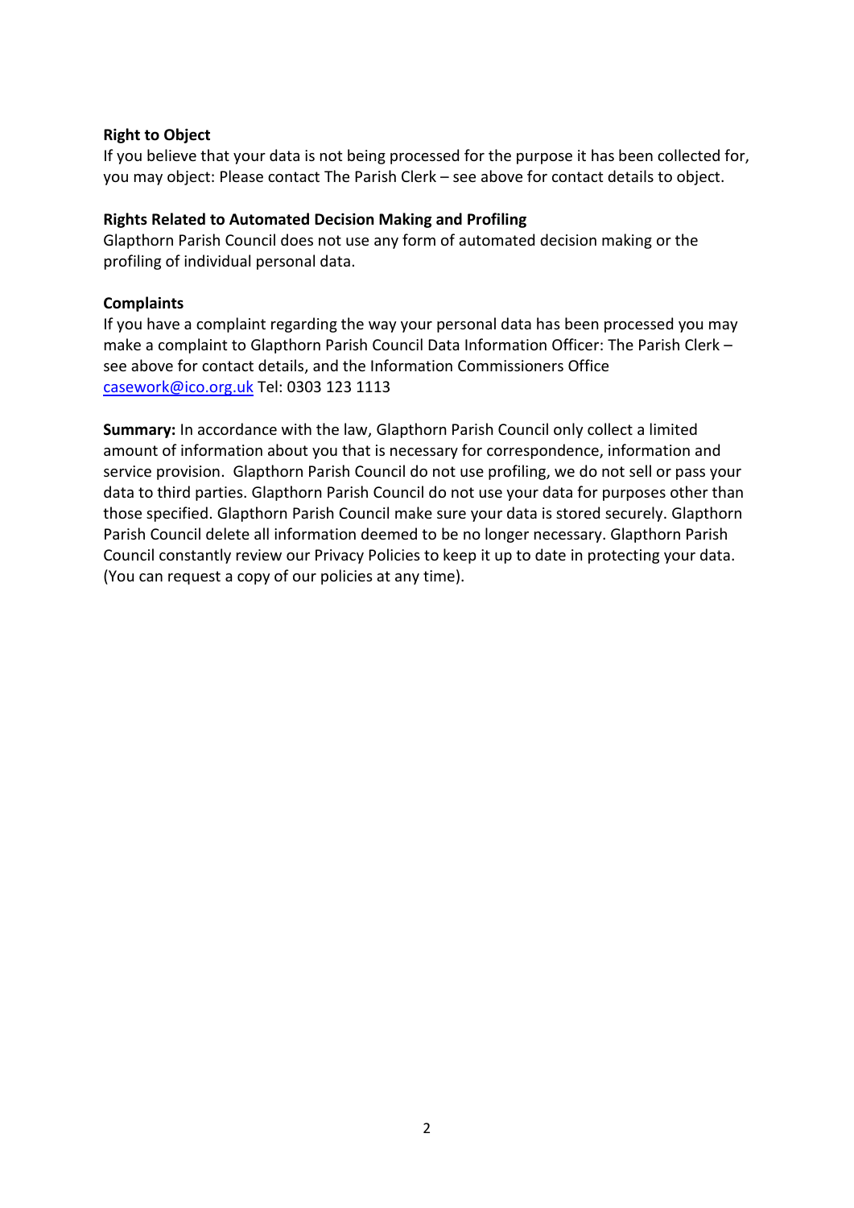**Right to Object**
If you believe that your data is not being processed for the purpose it has been collected for, you may object: Please contact The Parish Clerk – see above for contact details to object.

**Rights Related to Automated Decision Making and Profiling**
Glapthorn Parish Council does not use any form of automated decision making or the profiling of individual personal data.

**Complaints**
If you have a complaint regarding the way your personal data has been processed you may make a complaint to Glapthorn Parish Council Data Information Officer: The Parish Clerk – see above for contact details, and the Information Commissioners Office casework@ico.org.uk Tel: 0303 123 1113

**Summary:** In accordance with the law, Glapthorn Parish Council only collect a limited amount of information about you that is necessary for correspondence, information and service provision. Glapthorn Parish Council do not use profiling, we do not sell or pass your data to third parties. Glapthorn Parish Council do not use your data for purposes other than those specified. Glapthorn Parish Council make sure your data is stored securely. Glapthorn Parish Council delete all information deemed to be no longer necessary. Glapthorn Parish Council constantly review our Privacy Policies to keep it up to date in protecting your data. (You can request a copy of our policies at any time).